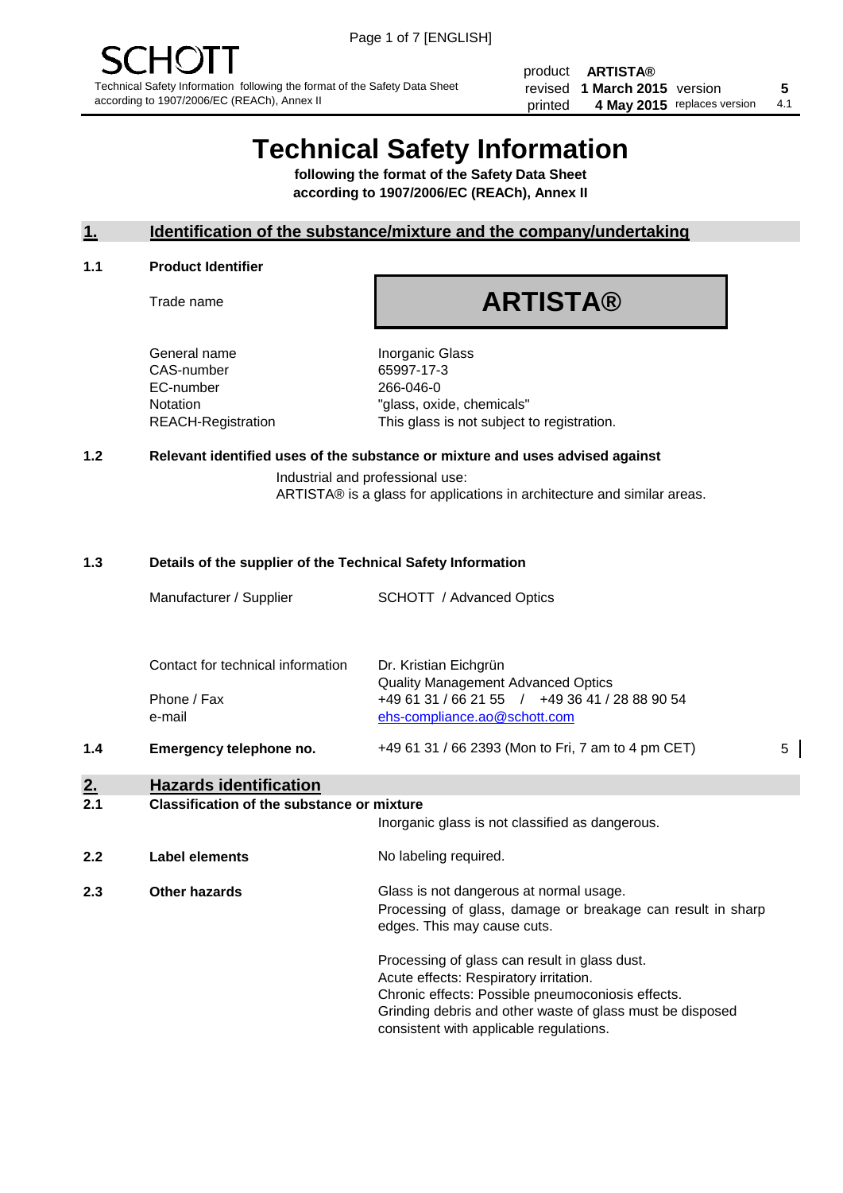SCHOTT

Technical Safety Information following the format of the Safety Data Sheet according to 1907/2006/EC (REACh), Annex II

| | | | |
|---|---|---|---|
| product | **ARTISTA®** | | |
| revised | **1 March 2015** | version | **5** |
| printed | **4 May 2015** | replaces version | 4.1 |

# Technical Safety Information

**following the format of the Safety Data Sheet according to 1907/2006/EC (REACh), Annex II**

## 1. Identification of the substance/mixture and the company/undertaking

### 1.1 Product Identifier

| | |
|---|---|
| Trade name | **ARTISTA®** |
| General name | Inorganic Glass |
| CAS-number | 65997-17-3 |
| EC-number | 266-046-0 |
| Notation | "glass, oxide, chemicals" |
| REACH-Registration | This glass is not subject to registration. |

### 1.2 Relevant identified uses of the substance or mixture and uses advised against

Industrial and professional use:
ARTISTA® is a glass for applications in architecture and similar areas.

### 1.3 Details of the supplier of the Technical Safety Information

| | |
|---|---|
| Manufacturer / Supplier | SCHOTT / Advanced Optics |
| Contact for technical information | Dr. Kristian Eichgrün<br>Quality Management Advanced Optics |
| Phone / Fax | +49 61 31 / 66 21 55 / +49 36 41 / 28 88 90 54 |
| e-mail | ehs-compliance.ao@schott.com |

### 1.4 Emergency telephone no.

+49 61 31 / 66 2393 (Mon to Fri, 7 am to 4 pm CET) 5

## 2. Hazards identification

### 2.1 Classification of the substance or mixture

Inorganic glass is not classified as dangerous.

### 2.2 Label elements

No labeling required.

### 2.3 Other hazards

Glass is not dangerous at normal usage.
Processing of glass, damage or breakage can result in sharp edges. This may cause cuts.

Processing of glass can result in glass dust.
Acute effects: Respiratory irritation.
Chronic effects: Possible pneumoconiosis effects.
Grinding debris and other waste of glass must be disposed consistent with applicable regulations.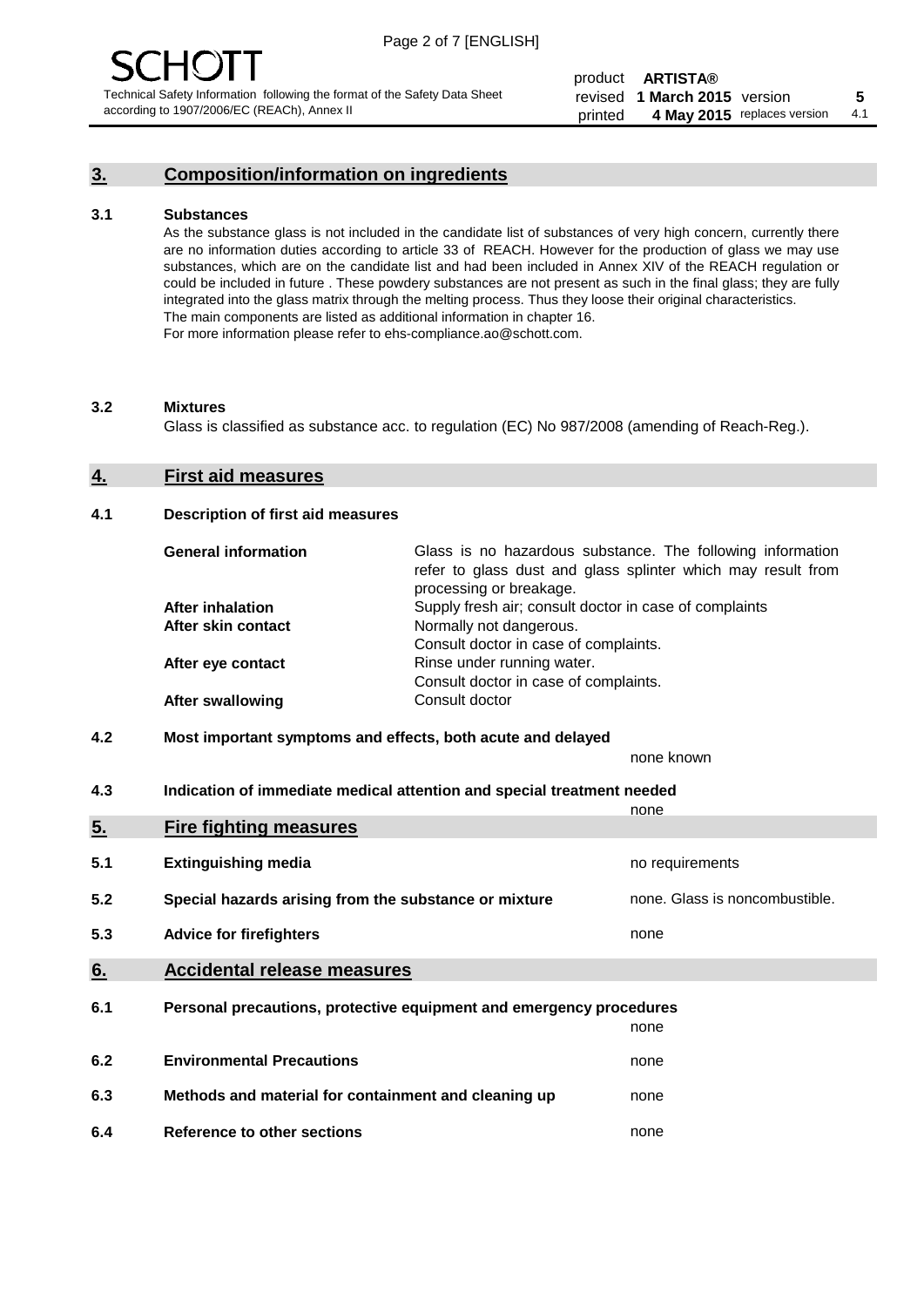## 3. Composition/information on ingredients

### 3.1 Substances

As the substance glass is not included in the candidate list of substances of very high concern, currently there are no information duties according to article 33 of REACH. However for the production of glass we may use substances, which are on the candidate list and had been included in Annex XIV of the REACH regulation or could be included in future . These powdery substances are not present as such in the final glass; they are fully integrated into the glass matrix through the melting process. Thus they loose their original characteristics. The main components are listed as additional information in chapter 16.
For more information please refer to ehs-compliance.ao@schott.com.

### 3.2 Mixtures

Glass is classified as substance acc. to regulation (EC) No 987/2008 (amending of Reach-Reg.).

## 4. First aid measures

### 4.1 Description of first aid measures

| | |
|---|---|
| **General information** | Glass is no hazardous substance. The following information refer to glass dust and glass splinter which may result from processing or breakage. |
| **After inhalation** | Supply fresh air; consult doctor in case of complaints |
| **After skin contact** | Normally not dangerous. Consult doctor in case of complaints. |
| **After eye contact** | Rinse under running water. Consult doctor in case of complaints. |
| **After swallowing** | Consult doctor |

### 4.2 Most important symptoms and effects, both acute and delayed

none known

### 4.3 Indication of immediate medical attention and special treatment needed

none

## 5. Fire fighting measures

| | | |
|---|---|---|
| 5.1 | **Extinguishing media** | no requirements |
| 5.2 | **Special hazards arising from the substance or mixture** | none. Glass is noncombustible. |
| 5.3 | **Advice for firefighters** | none |

## 6. Accidental release measures

| | | |
|---|---|---|
| 6.1 | **Personal precautions, protective equipment and emergency procedures** | none |
| 6.2 | **Environmental Precautions** | none |
| 6.3 | **Methods and material for containment and cleaning up** | none |
| 6.4 | **Reference to other sections** | none |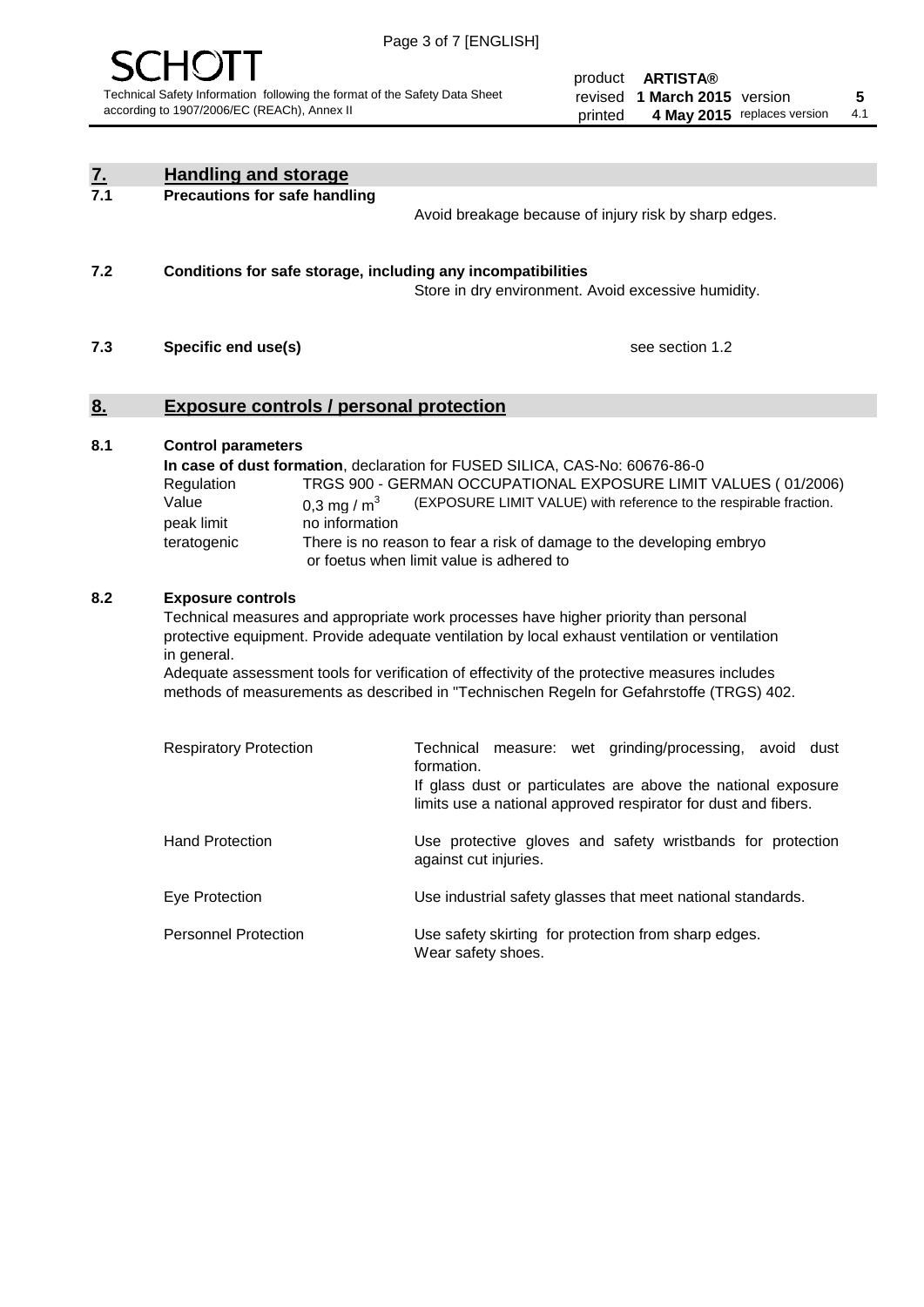## 7. Handling and storage

### 7.1 Precautions for safe handling

Avoid breakage because of injury risk by sharp edges.

### 7.2 Conditions for safe storage, including any incompatibilities

Store in dry environment. Avoid excessive humidity.

### 7.3 Specific end use(s)

see section 1.2

## 8. Exposure controls / personal protection

### 8.1 Control parameters

**In case of dust formation**, declaration for FUSED SILICA, CAS-No: 60676-86-0

| | |
|---|---|
| Regulation | TRGS 900 - GERMAN OCCUPATIONAL EXPOSURE LIMIT VALUES ( 01/2006) |
| Value | 0,3 mg / $m^3$ (EXPOSURE LIMIT VALUE) with reference to the respirable fraction. |
| peak limit | no information |
| teratogenic | There is no reason to fear a risk of damage to the developing embryo or foetus when limit value is adhered to |

### 8.2 Exposure controls

Technical measures and appropriate work processes have higher priority than personal protective equipment. Provide adequate ventilation by local exhaust ventilation or ventilation in general.

Adequate assessment tools for verification of effectivity of the protective measures includes methods of measurements as described in "Technischen Regeln for Gefahrstoffe (TRGS) 402.

| | |
|---|---|
| Respiratory Protection | Technical measure: wet grinding/processing, avoid dust formation. If glass dust or particulates are above the national exposure limits use a national approved respirator for dust and fibers. |
| Hand Protection | Use protective gloves and safety wristbands for protection against cut injuries. |
| Eye Protection | Use industrial safety glasses that meet national standards. |
| Personnel Protection | Use safety skirting for protection from sharp edges. Wear safety shoes. |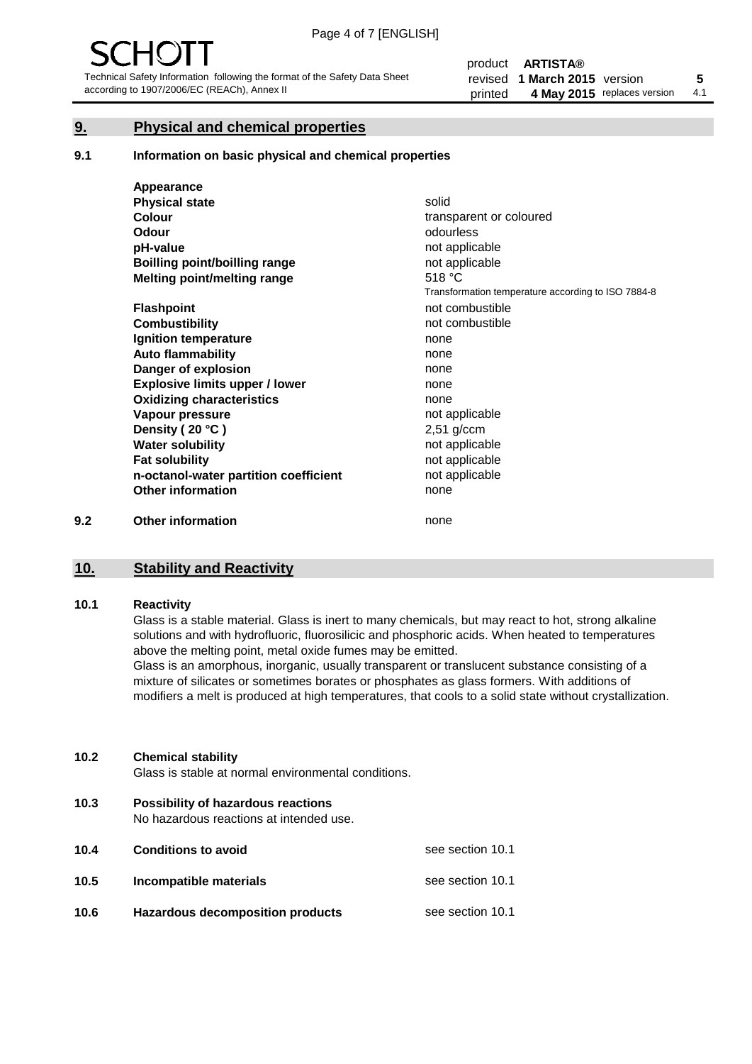## 9. Physical and chemical properties

### 9.1 Information on basic physical and chemical properties

| Property | Value |
|---|---|
| **Appearance** | |
| **Physical state** | solid |
| **Colour** | transparent or coloured |
| **Odour** | odourless |
| **pH-value** | not applicable |
| **Boilling point/boilling range** | not applicable |
| **Melting point/melting range** | 518 °C<br>Transformation temperature according to ISO 7884-8 |
| **Flashpoint** | not combustible |
| **Combustibility** | not combustible |
| **Ignition temperature** | none |
| **Auto flammability** | none |
| **Danger of explosion** | none |
| **Explosive limits upper / lower** | none |
| **Oxidizing characteristics** | none |
| **Vapour pressure** | not applicable |
| **Density ( 20 °C )** | 2,51 g/ccm |
| **Water solubility** | not applicable |
| **Fat solubility** | not applicable |
| **n-octanol-water partition coefficient** | not applicable |
| **Other information** | none |

### 9.2 Other information

none

## 10. Stability and Reactivity

### 10.1 Reactivity

Glass is a stable material. Glass is inert to many chemicals, but may react to hot, strong alkaline solutions and with hydrofluoric, fluorosilicic and phosphoric acids. When heated to temperatures above the melting point, metal oxide fumes may be emitted.

Glass is an amorphous, inorganic, usually transparent or translucent substance consisting of a mixture of silicates or sometimes borates or phosphates as glass formers. With additions of modifiers a melt is produced at high temperatures, that cools to a solid state without crystallization.

### 10.2 Chemical stability

Glass is stable at normal environmental conditions.

### 10.3 Possibility of hazardous reactions

No hazardous reactions at intended use.

### 10.4 Conditions to avoid

see section 10.1

### 10.5 Incompatible materials

see section 10.1

### 10.6 Hazardous decomposition products

see section 10.1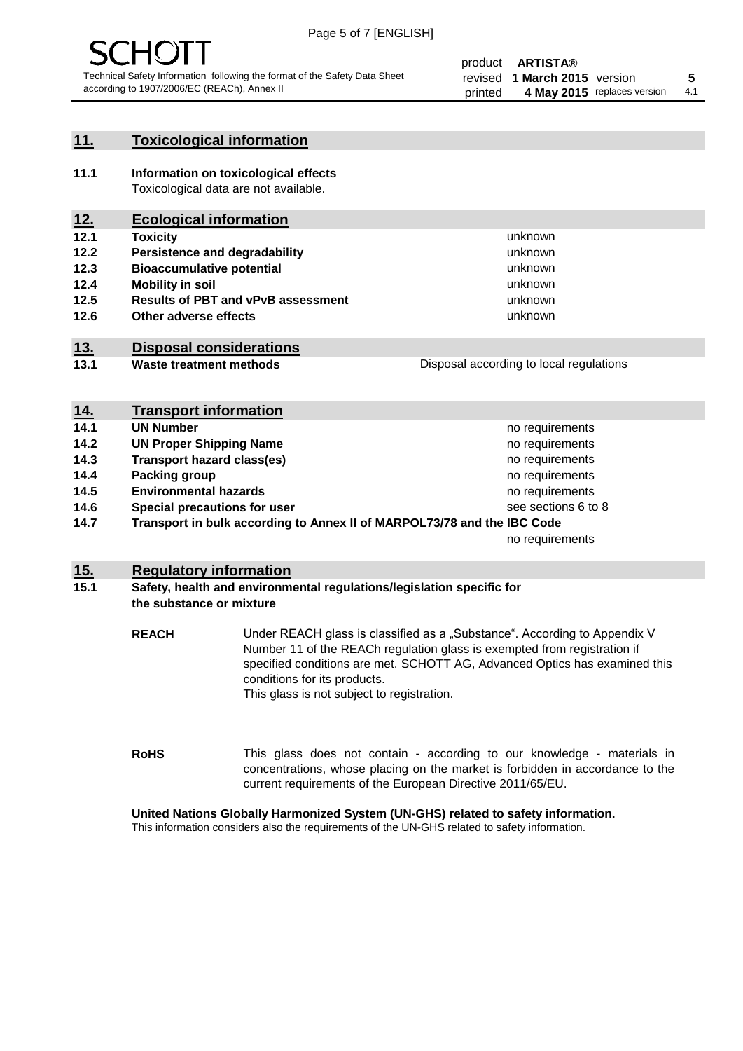## 11. Toxicological information

**11.1 Information on toxicological effects**
Toxicological data are not available.

## 12. Ecological information

| | | |
|---|---|---|
| **12.1** | **Toxicity** | unknown |
| **12.2** | **Persistence and degradability** | unknown |
| **12.3** | **Bioaccumulative potential** | unknown |
| **12.4** | **Mobility in soil** | unknown |
| **12.5** | **Results of PBT and vPvB assessment** | unknown |
| **12.6** | **Other adverse effects** | unknown |

## 13. Disposal considerations

| | | |
|---|---|---|
| **13.1** | **Waste treatment methods** | Disposal according to local regulations |

## 14. Transport information

| | | |
|---|---|---|
| **14.1** | **UN Number** | no requirements |
| **14.2** | **UN Proper Shipping Name** | no requirements |
| **14.3** | **Transport hazard class(es)** | no requirements |
| **14.4** | **Packing group** | no requirements |
| **14.5** | **Environmental hazards** | no requirements |
| **14.6** | **Special precautions for user** | see sections 6 to 8 |
| **14.7** | **Transport in bulk according to Annex II of MARPOL73/78 and the IBC Code** | no requirements |

## 15. Regulatory information

**15.1 Safety, health and environmental regulations/legislation specific for the substance or mixture**

**REACH** Under REACH glass is classified as a „Substance". According to Appendix V Number 11 of the REACh regulation glass is exempted from registration if specified conditions are met. SCHOTT AG, Advanced Optics has examined this conditions for its products.
This glass is not subject to registration.

**RoHS** This glass does not contain - according to our knowledge - materials in concentrations, whose placing on the market is forbidden in accordance to the current requirements of the European Directive 2011/65/EU.

**United Nations Globally Harmonized System (UN-GHS) related to safety information.**
This information considers also the requirements of the UN-GHS related to safety information.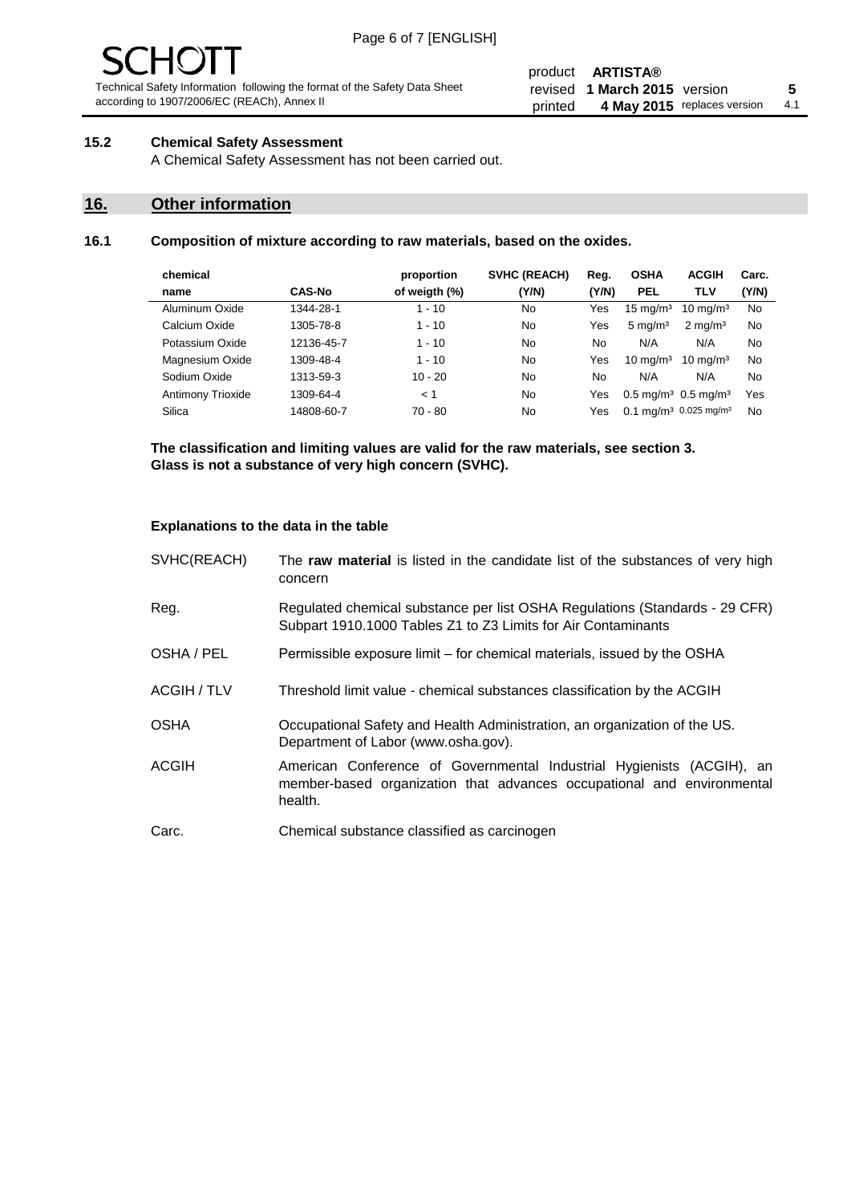### 15.2 Chemical Safety Assessment

A Chemical Safety Assessment has not been carried out.

## 16. Other information

### 16.1 Composition of mixture according to raw materials, based on the oxides.

| chemical name | CAS-No | proportion of weigth (%) | SVHC (REACH) (Y/N) | Reg. (Y/N) | OSHA PEL | ACGIH TLV | Carc. (Y/N) |
|---|---|---|---|---|---|---|---|
| Aluminum Oxide | 1344-28-1 | 1 - 10 | No | Yes | 15 mg/m³ | 10 mg/m³ | No |
| Calcium Oxide | 1305-78-8 | 1 - 10 | No | Yes | 5 mg/m³ | 2 mg/m³ | No |
| Potassium Oxide | 12136-45-7 | 1 - 10 | No | No | N/A | N/A | No |
| Magnesium Oxide | 1309-48-4 | 1 - 10 | No | Yes | 10 mg/m³ | 10 mg/m³ | No |
| Sodium Oxide | 1313-59-3 | 10 - 20 | No | No | N/A | N/A | No |
| Antimony Trioxide | 1309-64-4 | < 1 | No | Yes | 0.5 mg/m³ | 0.5 mg/m³ | Yes |
| Silica | 14808-60-7 | 70 - 80 | No | Yes | 0.1 mg/m³ | 0.025 mg/m³ | No |

**The classification and limiting values are valid for the raw materials, see section 3.**
**Glass is not a substance of very high concern (SVHC).**

#### Explanations to the data in the table

| | |
|---|---|
| SVHC(REACH) | The **raw material** is listed in the candidate list of the substances of very high concern |
| Reg. | Regulated chemical substance per list OSHA Regulations (Standards - 29 CFR) Subpart 1910.1000 Tables Z1 to Z3 Limits for Air Contaminants |
| OSHA / PEL | Permissible exposure limit – for chemical materials, issued by the OSHA |
| ACGIH / TLV | Threshold limit value - chemical substances classification by the ACGIH |
| OSHA | Occupational Safety and Health Administration, an organization of the US. Department of Labor (www.osha.gov). |
| ACGIH | American Conference of Governmental Industrial Hygienists (ACGIH), an member-based organization that advances occupational and environmental health. |
| Carc. | Chemical substance classified as carcinogen |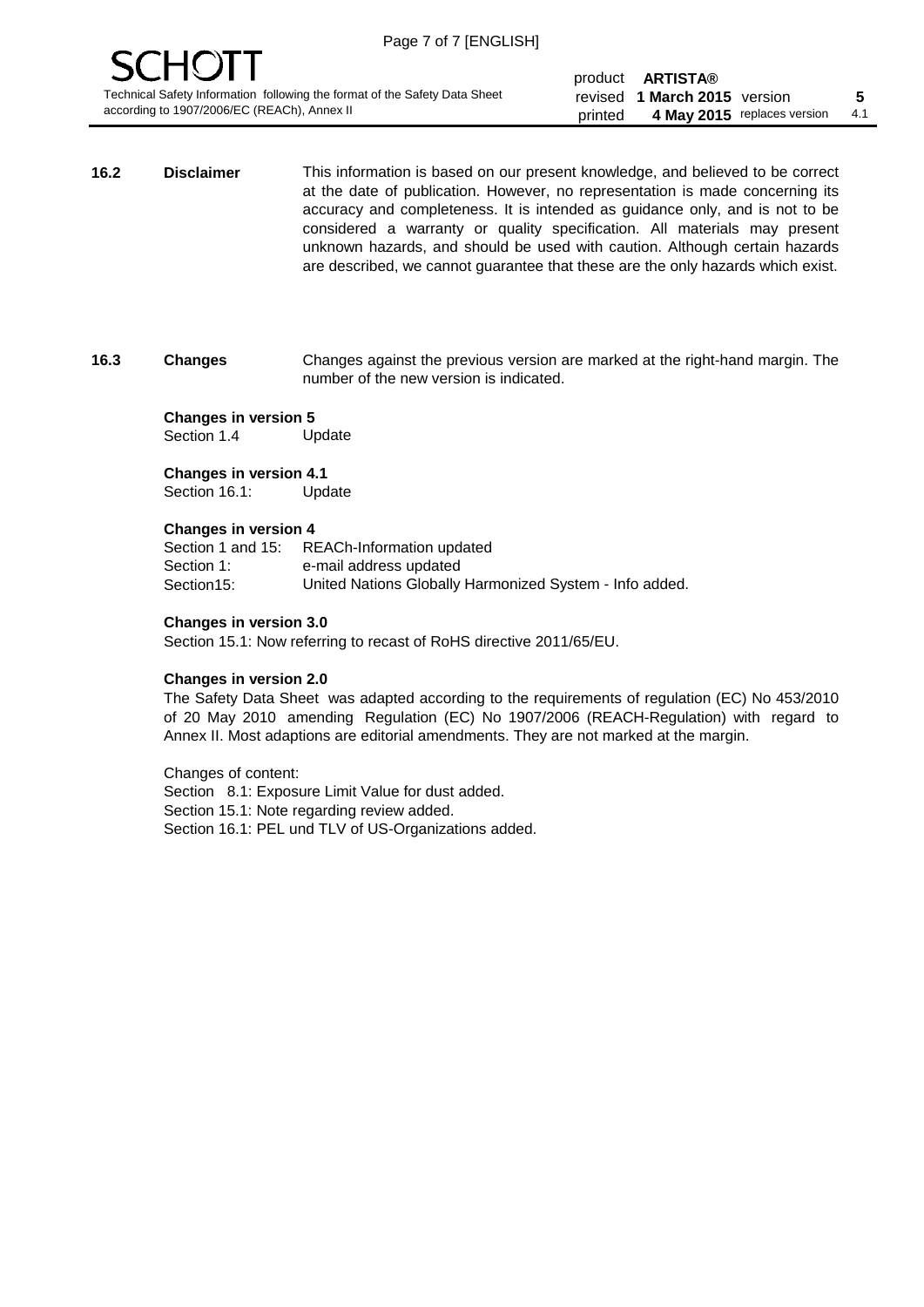## 16.2 Disclaimer

This information is based on our present knowledge, and believed to be correct at the date of publication. However, no representation is made concerning its accuracy and completeness. It is intended as guidance only, and is not to be considered a warranty or quality specification. All materials may present unknown hazards, and should be used with caution. Although certain hazards are described, we cannot guarantee that these are the only hazards which exist.

## 16.3 Changes

Changes against the previous version are marked at the right-hand margin. The number of the new version is indicated.

**Changes in version 5**

Section 1.4 Update

**Changes in version 4.1**

Section 16.1: Update

**Changes in version 4**

| | |
|---|---|
| Section 1 and 15: | REACh-Information updated |
| Section 1: | e-mail address updated |
| Section15: | United Nations Globally Harmonized System - Info added. |

**Changes in version 3.0**

Section 15.1: Now referring to recast of RoHS directive 2011/65/EU.

**Changes in version 2.0**

The Safety Data Sheet was adapted according to the requirements of regulation (EC) No 453/2010 of 20 May 2010 amending Regulation (EC) No 1907/2006 (REACH-Regulation) with regard to Annex II. Most adaptions are editorial amendments. They are not marked at the margin.

Changes of content:
Section 8.1: Exposure Limit Value for dust added.
Section 15.1: Note regarding review added.
Section 16.1: PEL und TLV of US-Organizations added.